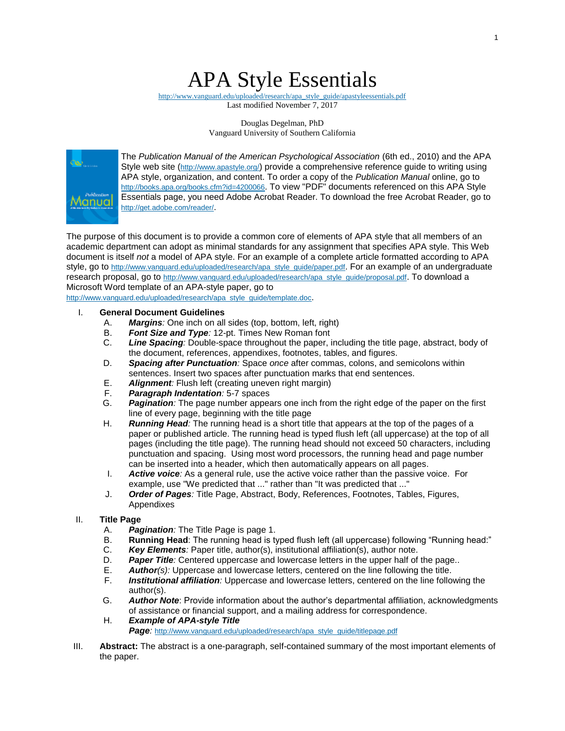# APA Style Essentials

http://www.vanguard.edu/uploaded/research/apa_style_guide/apastyleessentials.pdf
Last modified November 7, 2017

Douglas Degelman, PhD
Vanguard University of Southern California

The *Publication Manual of the American Psychological Association* (6th ed., 2010) and the APA Style web site (http://www.apastyle.org/) provide a comprehensive reference guide to writing using APA style, organization, and content. To order a copy of the *Publication Manual* online, go to http://books.apa.org/books.cfm?id=4200066. To view "PDF" documents referenced on this APA Style Essentials page, you need Adobe Acrobat Reader. To download the free Acrobat Reader, go to http://get.adobe.com/reader/.

The purpose of this document is to provide a common core of elements of APA style that all members of an academic department can adopt as minimal standards for any assignment that specifies APA style. This Web document is itself *not* a model of APA style. For an example of a complete article formatted according to APA style, go to http://www.vanguard.edu/uploaded/research/apa_style_guide/paper.pdf. For an example of an undergraduate research proposal, go to http://www.vanguard.edu/uploaded/research/apa_style_guide/proposal.pdf. To download a Microsoft Word template of an APA-style paper, go to http://www.vanguard.edu/uploaded/research/apa_style_guide/template.doc.

I. **General Document Guidelines**
   A. ***Margins****:* One inch on all sides (top, bottom, left, right)
   B. ***Font Size and Type****:* 12-pt. Times New Roman font
   C. ***Line Spacing****:* Double-space throughout the paper, including the title page, abstract, body of the document, references, appendixes, footnotes, tables, and figures.
   D. ***Spacing after Punctuation****:* Space *once* after commas, colons, and semicolons within sentences. Insert two spaces after punctuation marks that end sentences.
   E. ***Alignment****:* Flush left (creating uneven right margin)
   F. ***Paragraph Indentation****:* 5-7 spaces
   G. ***Pagination****:* The page number appears one inch from the right edge of the paper on the first line of every page, beginning with the title page
   H. ***Running Head****:* The running head is a short title that appears at the top of the pages of a paper or published article. The running head is typed flush left (all uppercase) at the top of all pages (including the title page). The running head should not exceed 50 characters, including punctuation and spacing. Using most word processors, the running head and page number can be inserted into a header, which then automatically appears on all pages.
   I. ***Active voice****:* As a general rule, use the active voice rather than the passive voice. For example, use "We predicted that ..." rather than "It was predicted that ..."
   J. ***Order of Pages****:* Title Page, Abstract, Body, References, Footnotes, Tables, Figures, Appendixes

II. **Title Page**
   A. ***Pagination****:* The Title Page is page 1.
   B. **Running Head**: The running head is typed flush left (all uppercase) following "Running head:"
   C. ***Key Elements****:* Paper title, author(s), institutional affiliation(s), author note.
   D. ***Paper Title****:* Centered uppercase and lowercase letters in the upper half of the page..
   E. ***Author****(s):* Uppercase and lowercase letters, centered on the line following the title.
   F. ***Institutional affiliation****:* Uppercase and lowercase letters, centered on the line following the author(s).
   G. ***Author Note***: Provide information about the author's departmental affiliation, acknowledgments of assistance or financial support, and a mailing address for correspondence.
   H. ***Example of APA-style Title Page****:* http://www.vanguard.edu/uploaded/research/apa_style_guide/titlepage.pdf

III. **Abstract:** The abstract is a one-paragraph, self-contained summary of the most important elements of the paper.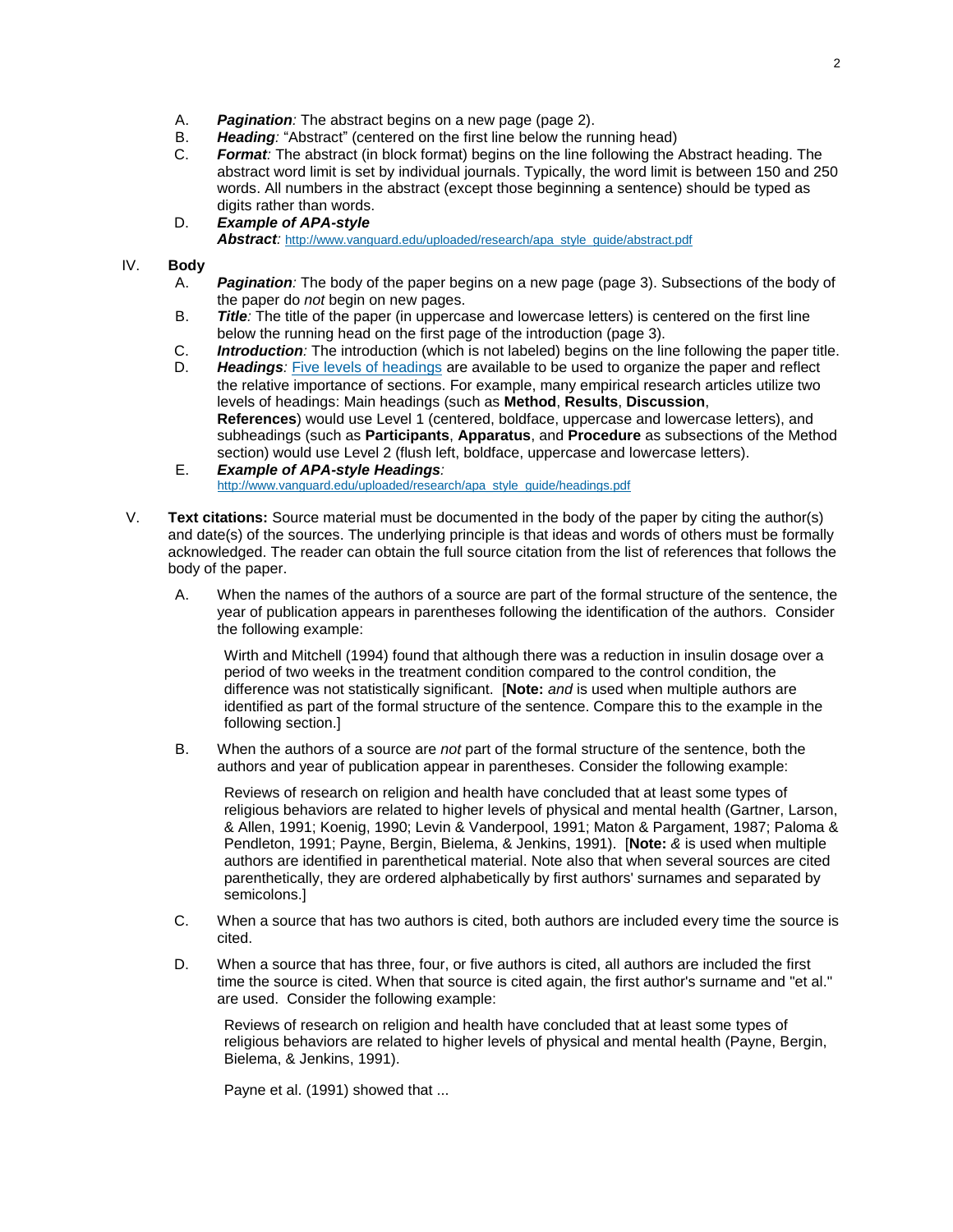A. ***Pagination**:* The abstract begins on a new page (page 2).
B. ***Heading**:* "Abstract" (centered on the first line below the running head)
C. ***Format**:* The abstract (in block format) begins on the line following the Abstract heading. The abstract word limit is set by individual journals. Typically, the word limit is between 150 and 250 words. All numbers in the abstract (except those beginning a sentence) should be typed as digits rather than words.
D. ***Example of APA-style Abstract**:* http://www.vanguard.edu/uploaded/research/apa_style_guide/abstract.pdf

IV. **Body**

A. ***Pagination**:* The body of the paper begins on a new page (page 3). Subsections of the body of the paper do *not* begin on new pages.
B. ***Title**:* The title of the paper (in uppercase and lowercase letters) is centered on the first line below the running head on the first page of the introduction (page 3).
C. ***Introduction**:* The introduction (which is not labeled) begins on the line following the paper title.
D. ***Headings**:* Five levels of headings are available to be used to organize the paper and reflect the relative importance of sections. For example, many empirical research articles utilize two levels of headings: Main headings (such as **Method**, **Results**, **Discussion**, **References**) would use Level 1 (centered, boldface, uppercase and lowercase letters), and subheadings (such as **Participants**, **Apparatus**, and **Procedure** as subsections of the Method section) would use Level 2 (flush left, boldface, uppercase and lowercase letters).
E. ***Example of APA-style Headings**:* http://www.vanguard.edu/uploaded/research/apa_style_guide/headings.pdf

V. **Text citations:** Source material must be documented in the body of the paper by citing the author(s) and date(s) of the sources. The underlying principle is that ideas and words of others must be formally acknowledged. The reader can obtain the full source citation from the list of references that follows the body of the paper.

A. When the names of the authors of a source are part of the formal structure of the sentence, the year of publication appears in parentheses following the identification of the authors. Consider the following example:

   Wirth and Mitchell (1994) found that although there was a reduction in insulin dosage over a period of two weeks in the treatment condition compared to the control condition, the difference was not statistically significant. [**Note:** *and* is used when multiple authors are identified as part of the formal structure of the sentence. Compare this to the example in the following section.]

B. When the authors of a source are *not* part of the formal structure of the sentence, both the authors and year of publication appear in parentheses. Consider the following example:

   Reviews of research on religion and health have concluded that at least some types of religious behaviors are related to higher levels of physical and mental health (Gartner, Larson, & Allen, 1991; Koenig, 1990; Levin & Vanderpool, 1991; Maton & Pargament, 1987; Paloma & Pendleton, 1991; Payne, Bergin, Bielema, & Jenkins, 1991). [**Note:** *&* is used when multiple authors are identified in parenthetical material. Note also that when several sources are cited parenthetically, they are ordered alphabetically by first authors' surnames and separated by semicolons.]

C. When a source that has two authors is cited, both authors are included every time the source is cited.

D. When a source that has three, four, or five authors is cited, all authors are included the first time the source is cited. When that source is cited again, the first author's surname and "et al." are used. Consider the following example:

   Reviews of research on religion and health have concluded that at least some types of religious behaviors are related to higher levels of physical and mental health (Payne, Bergin, Bielema, & Jenkins, 1991).

   Payne et al. (1991) showed that ...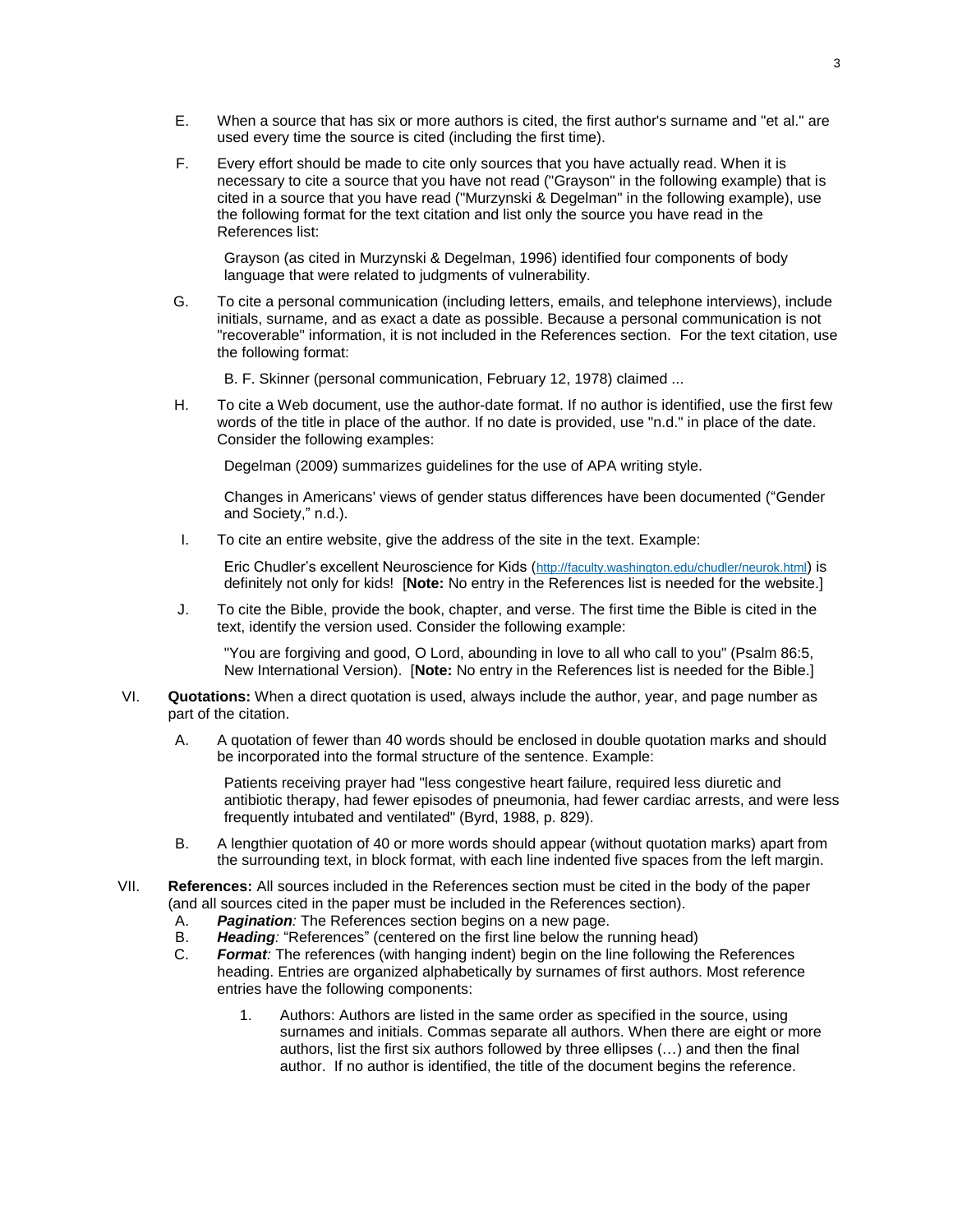E. When a source that has six or more authors is cited, the first author's surname and "et al." are used every time the source is cited (including the first time).

F. Every effort should be made to cite only sources that you have actually read. When it is necessary to cite a source that you have not read ("Grayson" in the following example) that is cited in a source that you have read ("Murzynski & Degelman" in the following example), use the following format for the text citation and list only the source you have read in the References list:

> Grayson (as cited in Murzynski & Degelman, 1996) identified four components of body language that were related to judgments of vulnerability.

G. To cite a personal communication (including letters, emails, and telephone interviews), include initials, surname, and as exact a date as possible. Because a personal communication is not "recoverable" information, it is not included in the References section. For the text citation, use the following format:

> B. F. Skinner (personal communication, February 12, 1978) claimed ...

H. To cite a Web document, use the author-date format. If no author is identified, use the first few words of the title in place of the author. If no date is provided, use "n.d." in place of the date. Consider the following examples:

> Degelman (2009) summarizes guidelines for the use of APA writing style.
>
> Changes in Americans' views of gender status differences have been documented ("Gender and Society," n.d.).

I. To cite an entire website, give the address of the site in the text. Example:

> Eric Chudler's excellent Neuroscience for Kids (http://faculty.washington.edu/chudler/neurok.html) is definitely not only for kids! [**Note:** No entry in the References list is needed for the website.]

J. To cite the Bible, provide the book, chapter, and verse. The first time the Bible is cited in the text, identify the version used. Consider the following example:

> "You are forgiving and good, O Lord, abounding in love to all who call to you" (Psalm 86:5, New International Version). [**Note:** No entry in the References list is needed for the Bible.]

VI. **Quotations:** When a direct quotation is used, always include the author, year, and page number as part of the citation.

A. A quotation of fewer than 40 words should be enclosed in double quotation marks and should be incorporated into the formal structure of the sentence. Example:

> Patients receiving prayer had "less congestive heart failure, required less diuretic and antibiotic therapy, had fewer episodes of pneumonia, had fewer cardiac arrests, and were less frequently intubated and ventilated" (Byrd, 1988, p. 829).

B. A lengthier quotation of 40 or more words should appear (without quotation marks) apart from the surrounding text, in block format, with each line indented five spaces from the left margin.

VII. **References:** All sources included in the References section must be cited in the body of the paper (and all sources cited in the paper must be included in the References section).

A. ***Pagination:*** The References section begins on a new page.

B. ***Heading:*** "References" (centered on the first line below the running head)

C. ***Format:*** The references (with hanging indent) begin on the line following the References heading. Entries are organized alphabetically by surnames of first authors. Most reference entries have the following components:

1. Authors: Authors are listed in the same order as specified in the source, using surnames and initials. Commas separate all authors. When there are eight or more authors, list the first six authors followed by three ellipses (…) and then the final author. If no author is identified, the title of the document begins the reference.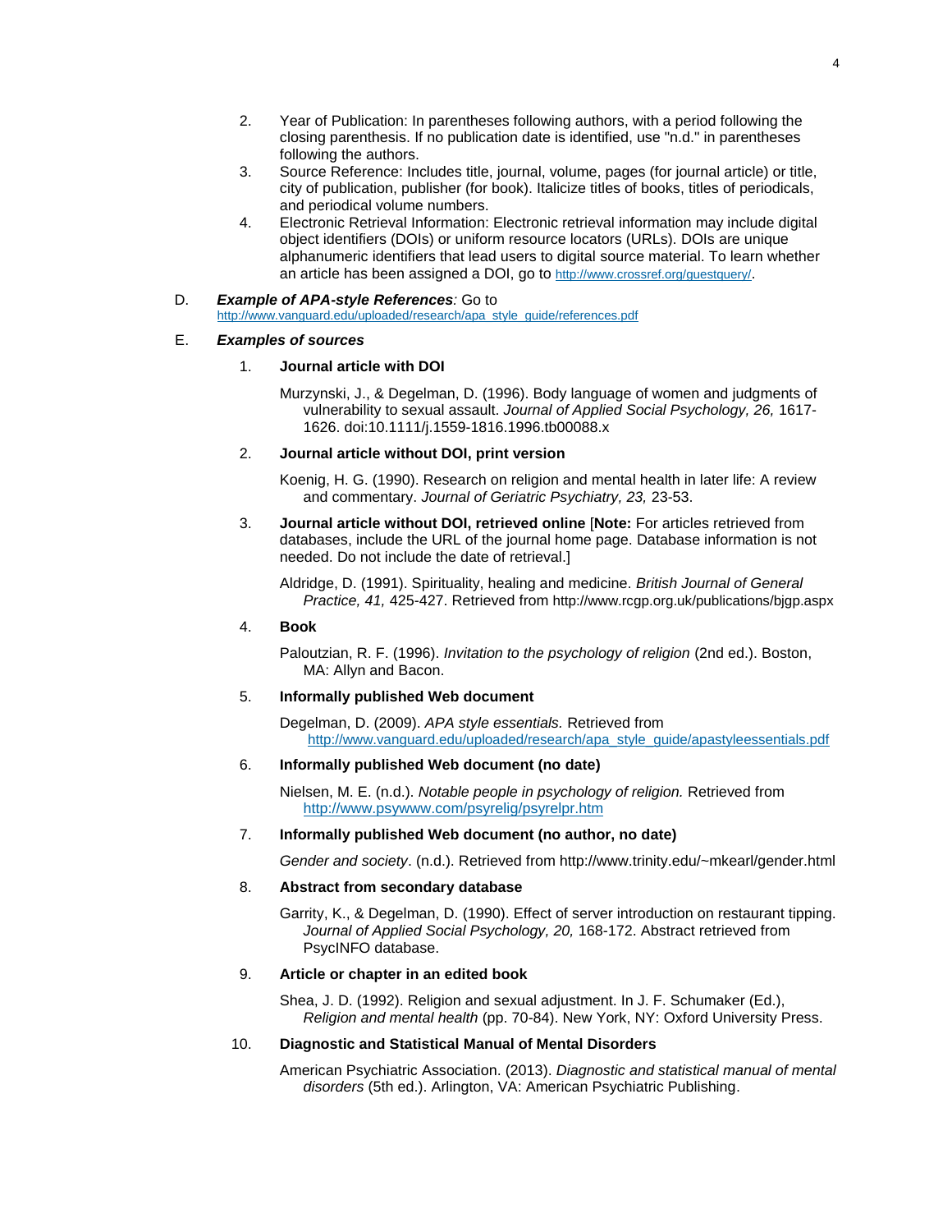2. Year of Publication: In parentheses following authors, with a period following the closing parenthesis. If no publication date is identified, use "n.d." in parentheses following the authors.
3. Source Reference: Includes title, journal, volume, pages (for journal article) or title, city of publication, publisher (for book). Italicize titles of books, titles of periodicals, and periodical volume numbers.
4. Electronic Retrieval Information: Electronic retrieval information may include digital object identifiers (DOIs) or uniform resource locators (URLs). DOIs are unique alphanumeric identifiers that lead users to digital source material. To learn whether an article has been assigned a DOI, go to http://www.crossref.org/guestquery/.

D. ***Example of APA-style References****:* Go to http://www.vanguard.edu/uploaded/research/apa_style_guide/references.pdf

E. ***Examples of sources***

1. **Journal article with DOI**

   Murzynski, J., & Degelman, D. (1996). Body language of women and judgments of vulnerability to sexual assault. *Journal of Applied Social Psychology, 26,* 1617-1626. doi:10.1111/j.1559-1816.1996.tb00088.x

2. **Journal article without DOI, print version**

   Koenig, H. G. (1990). Research on religion and mental health in later life: A review and commentary. *Journal of Geriatric Psychiatry, 23,* 23-53.

3. **Journal article without DOI, retrieved online** [**Note:** For articles retrieved from databases, include the URL of the journal home page. Database information is not needed. Do not include the date of retrieval.]

   Aldridge, D. (1991). Spirituality, healing and medicine. *British Journal of General Practice, 41,* 425-427. Retrieved from http://www.rcgp.org.uk/publications/bjgp.aspx

4. **Book**

   Paloutzian, R. F. (1996). *Invitation to the psychology of religion* (2nd ed.). Boston, MA: Allyn and Bacon.

5. **Informally published Web document**

   Degelman, D. (2009). *APA style essentials.* Retrieved from http://www.vanguard.edu/uploaded/research/apa_style_guide/apastyleessentials.pdf

6. **Informally published Web document (no date)**

   Nielsen, M. E. (n.d.). *Notable people in psychology of religion.* Retrieved from http://www.psywww.com/psyrelig/psyrelpr.htm

7. **Informally published Web document (no author, no date)**

   *Gender and society*. (n.d.). Retrieved from http://www.trinity.edu/~mkearl/gender.html

8. **Abstract from secondary database**

   Garrity, K., & Degelman, D. (1990). Effect of server introduction on restaurant tipping. *Journal of Applied Social Psychology, 20,* 168-172. Abstract retrieved from PsycINFO database.

9. **Article or chapter in an edited book**

   Shea, J. D. (1992). Religion and sexual adjustment. In J. F. Schumaker (Ed.), *Religion and mental health* (pp. 70-84). New York, NY: Oxford University Press.

10. **Diagnostic and Statistical Manual of Mental Disorders**

    American Psychiatric Association. (2013). *Diagnostic and statistical manual of mental disorders* (5th ed.). Arlington, VA: American Psychiatric Publishing.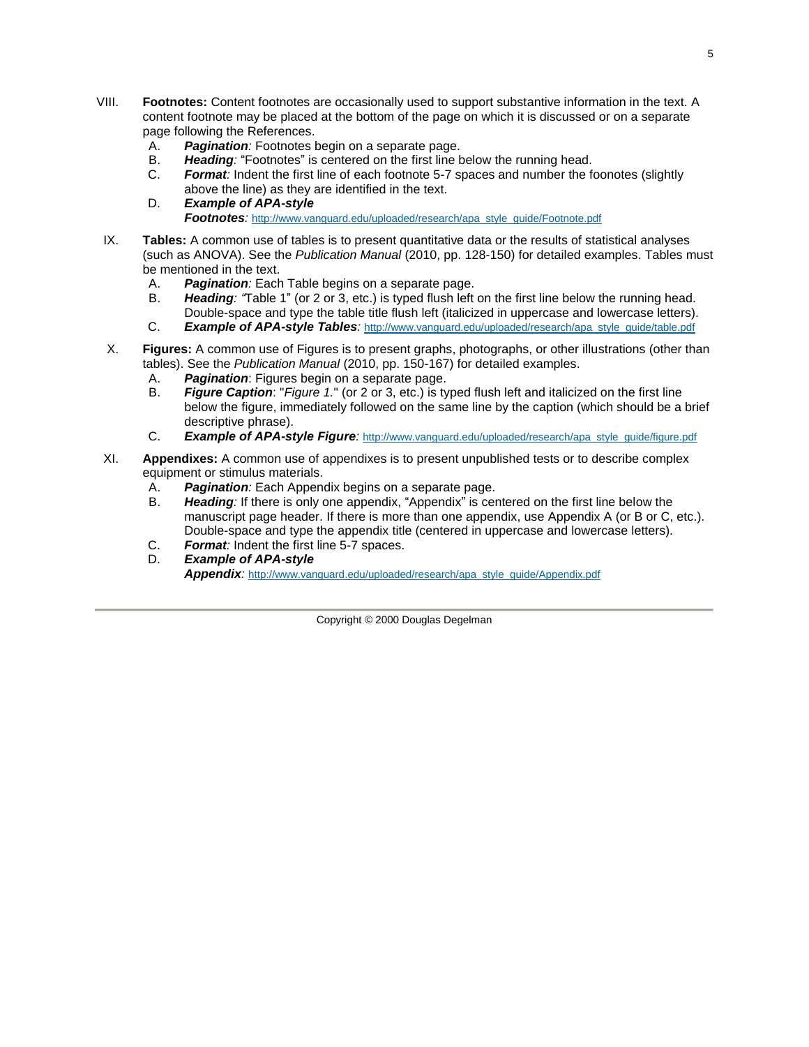VIII. **Footnotes:** Content footnotes are occasionally used to support substantive information in the text. A content footnote may be placed at the bottom of the page on which it is discussed or on a separate page following the References.

   A. ***Pagination**:* Footnotes begin on a separate page.
   B. ***Heading**:* "Footnotes" is centered on the first line below the running head.
   C. ***Format**:* Indent the first line of each footnote 5-7 spaces and number the foonotes (slightly above the line) as they are identified in the text.
   D. ***Example of APA-style Footnotes**:* http://www.vanguard.edu/uploaded/research/apa_style_guide/Footnote.pdf

IX. **Tables:** A common use of tables is to present quantitative data or the results of statistical analyses (such as ANOVA). See the *Publication Manual* (2010, pp. 128-150) for detailed examples. Tables must be mentioned in the text.

   A. ***Pagination**:* Each Table begins on a separate page.
   B. ***Heading**:* "Table 1" (or 2 or 3, etc.) is typed flush left on the first line below the running head. Double-space and type the table title flush left (italicized in uppercase and lowercase letters).
   C. ***Example of APA-style Tables**:* http://www.vanguard.edu/uploaded/research/apa_style_guide/table.pdf

X. **Figures:** A common use of Figures is to present graphs, photographs, or other illustrations (other than tables). See the *Publication Manual* (2010, pp. 150-167) for detailed examples.

   A. ***Pagination***: Figures begin on a separate page.
   B. ***Figure Caption***: "*Figure 1.*" (or 2 or 3, etc.) is typed flush left and italicized on the first line below the figure, immediately followed on the same line by the caption (which should be a brief descriptive phrase).
   C. ***Example of APA-style Figure**:* http://www.vanguard.edu/uploaded/research/apa_style_guide/figure.pdf

XI. **Appendixes:** A common use of appendixes is to present unpublished tests or to describe complex equipment or stimulus materials.

   A. ***Pagination**:* Each Appendix begins on a separate page.
   B. ***Heading**:* If there is only one appendix, "Appendix" is centered on the first line below the manuscript page header. If there is more than one appendix, use Appendix A (or B or C, etc.). Double-space and type the appendix title (centered in uppercase and lowercase letters).
   C. ***Format**:* Indent the first line 5-7 spaces.
   D. ***Example of APA-style Appendix**:* http://www.vanguard.edu/uploaded/research/apa_style_guide/Appendix.pdf

Copyright © 2000 Douglas Degelman